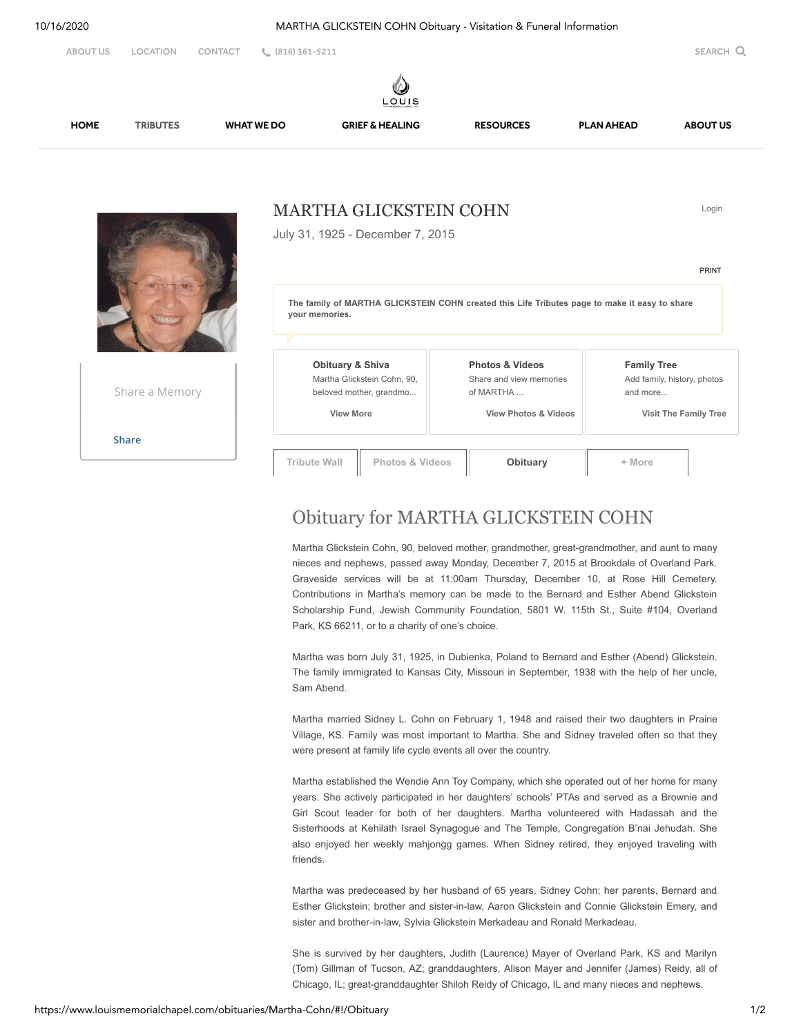ABOUT US LOCATION CONTACT (816) 361-5211 SEARCH

HOME TRIBUTES WHAT WE DO GRIEF & HEALING RESOURCES PLAN AHEAD ABOUT US

# MARTHA GLICKSTEIN COHN

July 31, 1925 - December 7, 2015

Login

PRINT

**The family of MARTHA GLICKSTEIN COHN created this Life Tributes page to make it easy to share your memories.**

Share a Memory

Share

**Obituary & Shiva**
Martha Glickstein Cohn, 90, beloved mother, grandmo...
View More

**Photos & Videos**
Share and view memories of MARTHA ...
View Photos & Videos

**Family Tree**
Add family, history, photos and more...
Visit The Family Tree

Tribute Wall | Photos & Videos | **Obituary** | + More

## Obituary for MARTHA GLICKSTEIN COHN

Martha Glickstein Cohn, 90, beloved mother, grandmother, great-grandmother, and aunt to many nieces and nephews, passed away Monday, December 7, 2015 at Brookdale of Overland Park. Graveside services will be at 11:00am Thursday, December 10, at Rose Hill Cemetery. Contributions in Martha's memory can be made to the Bernard and Esther Abend Glickstein Scholarship Fund, Jewish Community Foundation, 5801 W. 115th St., Suite #104, Overland Park, KS 66211, or to a charity of one's choice.

Martha was born July 31, 1925, in Dubienka, Poland to Bernard and Esther (Abend) Glickstein. The family immigrated to Kansas City, Missouri in September, 1938 with the help of her uncle, Sam Abend.

Martha married Sidney L. Cohn on February 1, 1948 and raised their two daughters in Prairie Village, KS. Family was most important to Martha. She and Sidney traveled often so that they were present at family life cycle events all over the country.

Martha established the Wendie Ann Toy Company, which she operated out of her home for many years. She actively participated in her daughters' schools' PTAs and served as a Brownie and Girl Scout leader for both of her daughters. Martha volunteered with Hadassah and the Sisterhoods at Kehilath Israel Synagogue and The Temple, Congregation B'nai Jehudah. She also enjoyed her weekly mahjongg games. When Sidney retired, they enjoyed traveling with friends.

Martha was predeceased by her husband of 65 years, Sidney Cohn; her parents, Bernard and Esther Glickstein; brother and sister-in-law, Aaron Glickstein and Connie Glickstein Emery, and sister and brother-in-law, Sylvia Glickstein Merkadeau and Ronald Merkadeau.

She is survived by her daughters, Judith (Laurence) Mayer of Overland Park, KS and Marilyn (Tom) Gillman of Tucson, AZ; granddaughters, Alison Mayer and Jennifer (James) Reidy, all of Chicago, IL; great-granddaughter Shiloh Reidy of Chicago, IL and many nieces and nephews.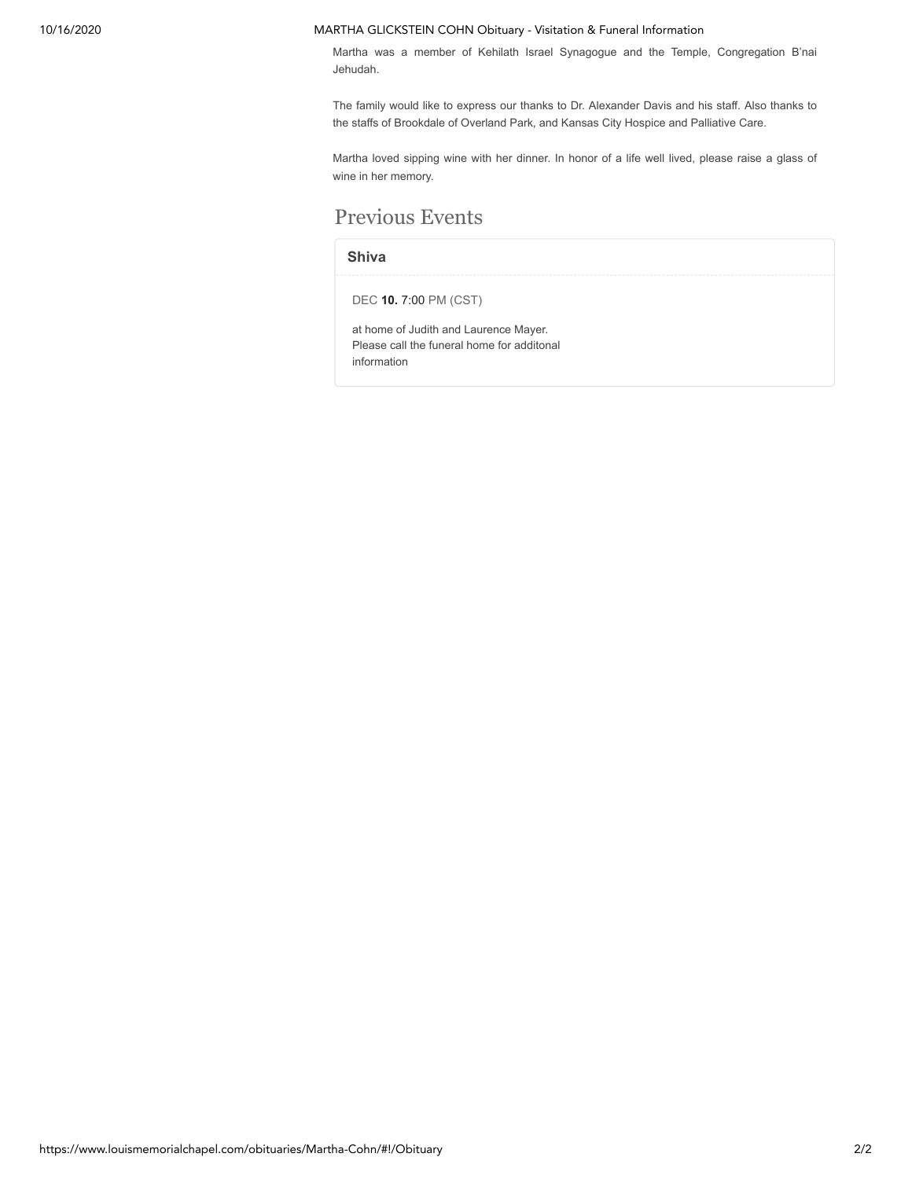Martha was a member of Kehilath Israel Synagogue and the Temple, Congregation B'nai Jehudah.

The family would like to express our thanks to Dr. Alexander Davis and his staff. Also thanks to the staffs of Brookdale of Overland Park, and Kansas City Hospice and Palliative Care.

Martha loved sipping wine with her dinner. In honor of a life well lived, please raise a glass of wine in her memory.

## Previous Events

### Shiva

DEC **10.** 7:00 PM (CST)

at home of Judith and Laurence Mayer.
Please call the funeral home for additonal information